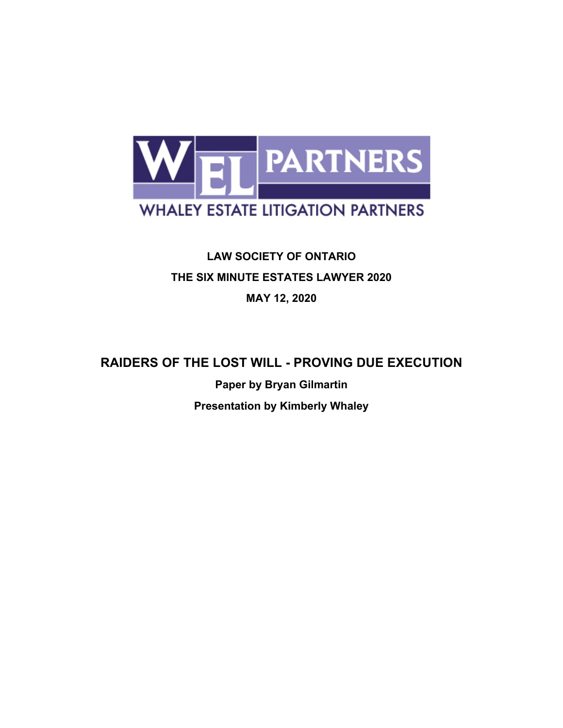WEL PARTNERS

WHALEY ESTATE LITIGATION PARTNERS

**LAW SOCIETY OF ONTARIO**

**THE SIX MINUTE ESTATES LAWYER 2020**

**MAY 12, 2020**

# RAIDERS OF THE LOST WILL - PROVING DUE EXECUTION

**Paper by Bryan Gilmartin**

**Presentation by Kimberly Whaley**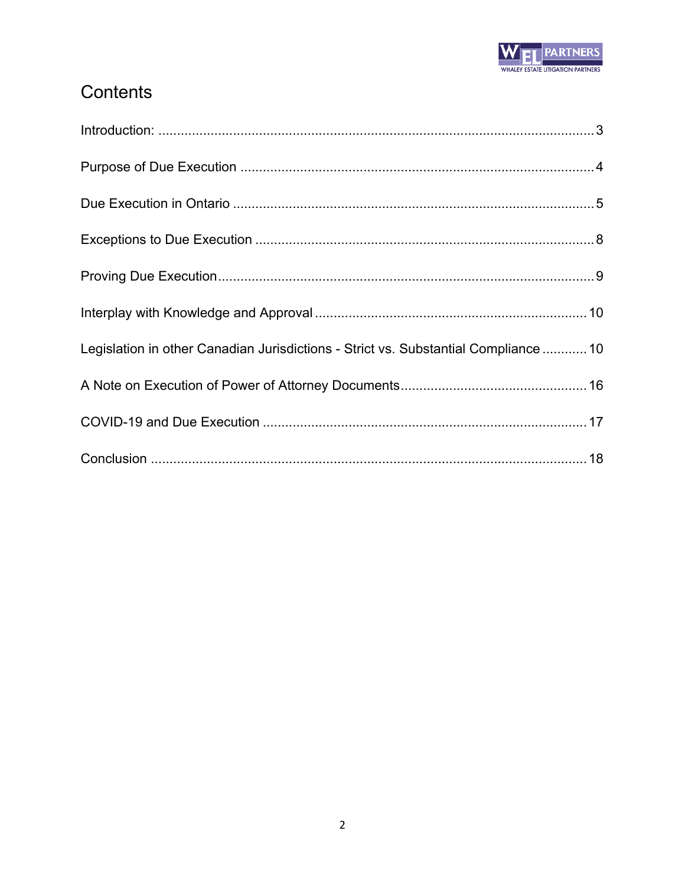# Contents

Introduction: .................................................................................................................. 3

Purpose of Due Execution ............................................................................................. 4

Due Execution in Ontario ............................................................................................... 5

Exceptions to Due Execution ......................................................................................... 8

Proving Due Execution.................................................................................................... 9

Interplay with Knowledge and Approval ....................................................................... 10

Legislation in other Canadian Jurisdictions - Strict vs. Substantial Compliance ............ 10

A Note on Execution of Power of Attorney Documents................................................. 16

COVID-19 and Due Execution ...................................................................................... 17

Conclusion .................................................................................................................... 18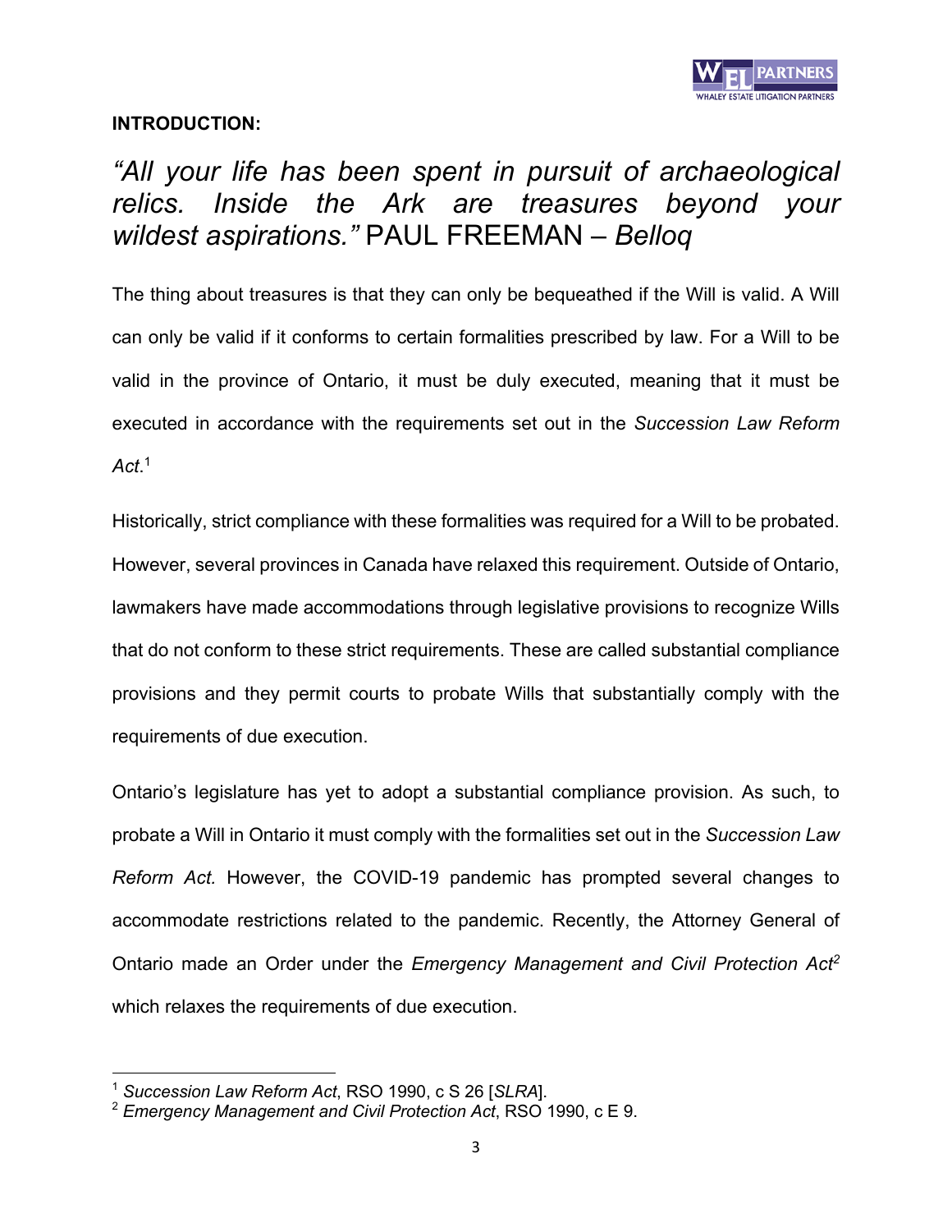**INTRODUCTION:**

*"All your life has been spent in pursuit of archaeological relics. Inside the Ark are treasures beyond your wildest aspirations."* PAUL FREEMAN – *Belloq*

The thing about treasures is that they can only be bequeathed if the Will is valid. A Will can only be valid if it conforms to certain formalities prescribed by law. For a Will to be valid in the province of Ontario, it must be duly executed, meaning that it must be executed in accordance with the requirements set out in the *Succession Law Reform Act*.[1]

Historically, strict compliance with these formalities was required for a Will to be probated. However, several provinces in Canada have relaxed this requirement. Outside of Ontario, lawmakers have made accommodations through legislative provisions to recognize Wills that do not conform to these strict requirements. These are called substantial compliance provisions and they permit courts to probate Wills that substantially comply with the requirements of due execution.

Ontario's legislature has yet to adopt a substantial compliance provision. As such, to probate a Will in Ontario it must comply with the formalities set out in the *Succession Law Reform Act.* However, the COVID-19 pandemic has prompted several changes to accommodate restrictions related to the pandemic. Recently, the Attorney General of Ontario made an Order under the *Emergency Management and Civil Protection Act*[2] which relaxes the requirements of due execution.

---

[1] *Succession Law Reform Act*, RSO 1990, c S 26 [*SLRA*].

[2] *Emergency Management and Civil Protection Act*, RSO 1990, c E 9.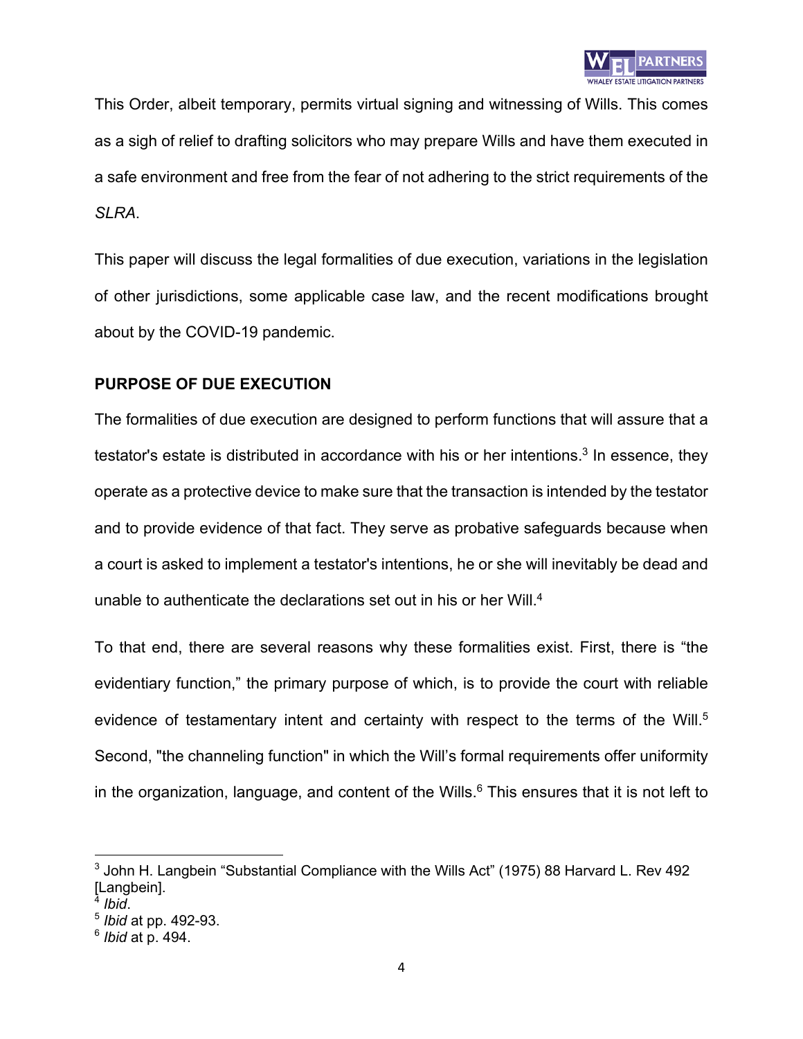This Order, albeit temporary, permits virtual signing and witnessing of Wills. This comes as a sigh of relief to drafting solicitors who may prepare Wills and have them executed in a safe environment and free from the fear of not adhering to the strict requirements of the *SLRA*.

This paper will discuss the legal formalities of due execution, variations in the legislation of other jurisdictions, some applicable case law, and the recent modifications brought about by the COVID-19 pandemic.

## PURPOSE OF DUE EXECUTION

The formalities of due execution are designed to perform functions that will assure that a testator's estate is distributed in accordance with his or her intentions.[3] In essence, they operate as a protective device to make sure that the transaction is intended by the testator and to provide evidence of that fact. They serve as probative safeguards because when a court is asked to implement a testator's intentions, he or she will inevitably be dead and unable to authenticate the declarations set out in his or her Will.[4]

To that end, there are several reasons why these formalities exist. First, there is "the evidentiary function," the primary purpose of which, is to provide the court with reliable evidence of testamentary intent and certainty with respect to the terms of the Will.[5] Second, "the channeling function" in which the Will's formal requirements offer uniformity in the organization, language, and content of the Wills.[6] This ensures that it is not left to

---

[3] John H. Langbein "Substantial Compliance with the Wills Act" (1975) 88 Harvard L. Rev 492 [Langbein].
[4] *Ibid*.
[5] *Ibid* at pp. 492-93.
[6] *Ibid* at p. 494.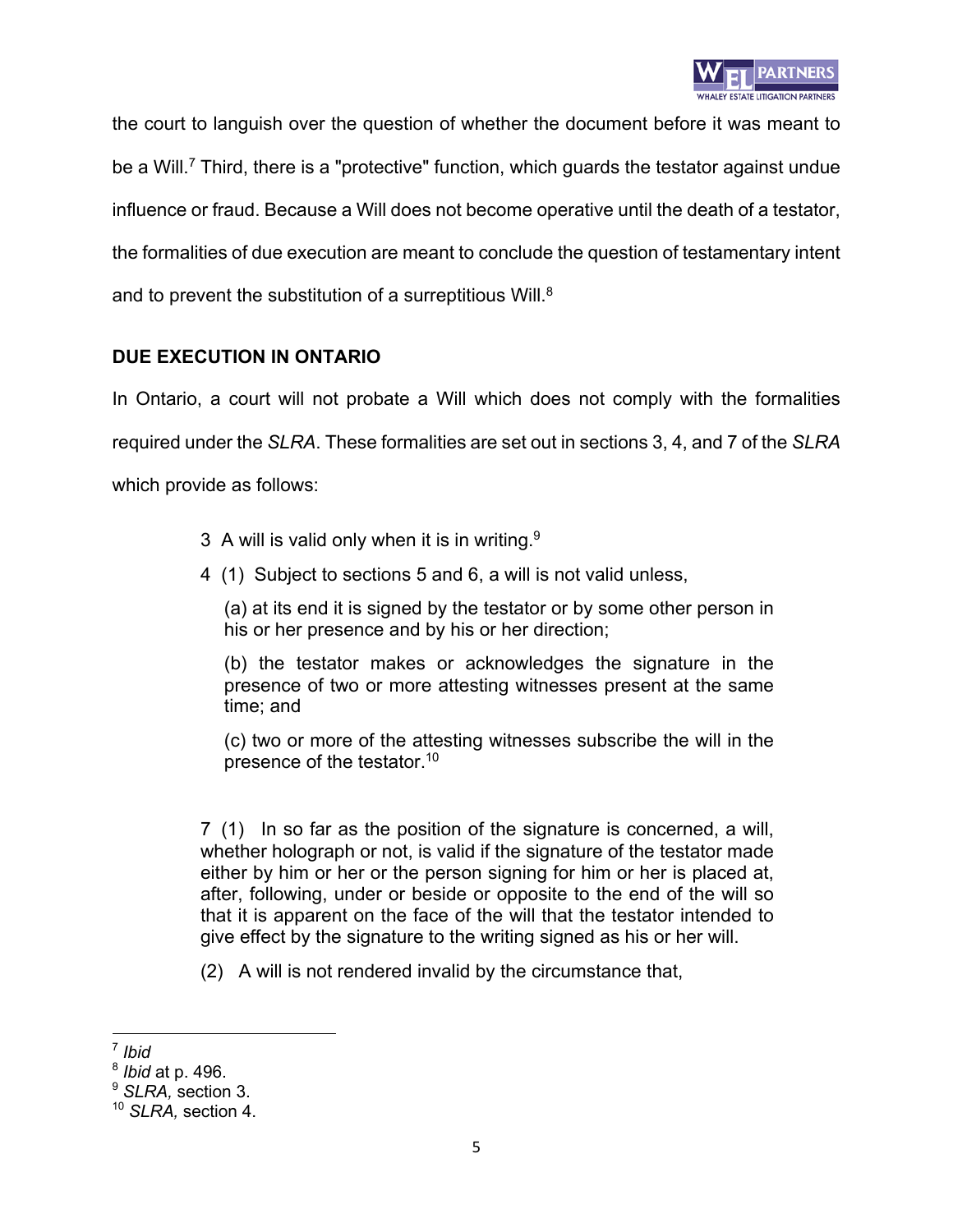the court to languish over the question of whether the document before it was meant to be a Will.[7] Third, there is a "protective" function, which guards the testator against undue influence or fraud. Because a Will does not become operative until the death of a testator, the formalities of due execution are meant to conclude the question of testamentary intent and to prevent the substitution of a surreptitious Will.[8]

## DUE EXECUTION IN ONTARIO

In Ontario, a court will not probate a Will which does not comply with the formalities required under the *SLRA*. These formalities are set out in sections 3, 4, and 7 of the *SLRA* which provide as follows:

> 3 A will is valid only when it is in writing.[9]
>
> 4 (1) Subject to sections 5 and 6, a will is not valid unless,
>
> (a) at its end it is signed by the testator or by some other person in his or her presence and by his or her direction;
>
> (b) the testator makes or acknowledges the signature in the presence of two or more attesting witnesses present at the same time; and
>
> (c) two or more of the attesting witnesses subscribe the will in the presence of the testator.[10]
>
> 7 (1) In so far as the position of the signature is concerned, a will, whether holograph or not, is valid if the signature of the testator made either by him or her or the person signing for him or her is placed at, after, following, under or beside or opposite to the end of the will so that it is apparent on the face of the will that the testator intended to give effect by the signature to the writing signed as his or her will.
>
> (2) A will is not rendered invalid by the circumstance that,

---

[7] *Ibid*
[8] *Ibid* at p. 496.
[9] *SLRA,* section 3.
[10] *SLRA,* section 4.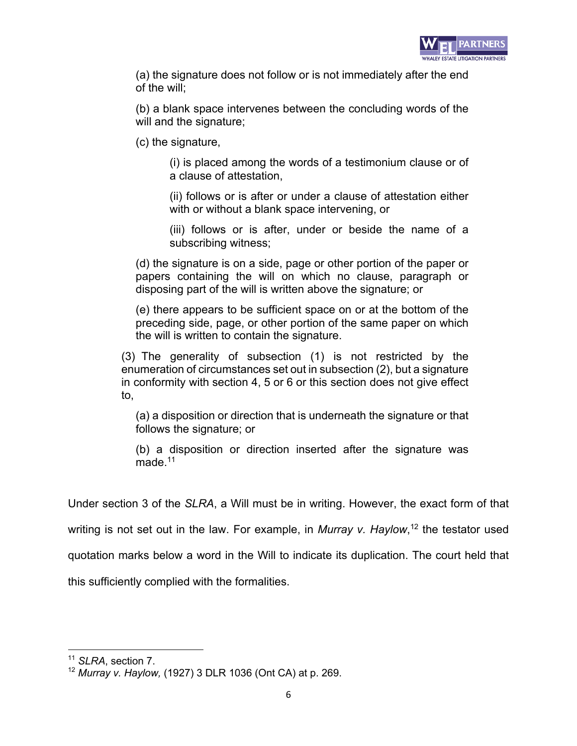(a) the signature does not follow or is not immediately after the end of the will;

(b) a blank space intervenes between the concluding words of the will and the signature;

(c) the signature,

> (i) is placed among the words of a testimonium clause or of a clause of attestation,
>
> (ii) follows or is after or under a clause of attestation either with or without a blank space intervening, or
>
> (iii) follows or is after, under or beside the name of a subscribing witness;

(d) the signature is on a side, page or other portion of the paper or papers containing the will on which no clause, paragraph or disposing part of the will is written above the signature; or

(e) there appears to be sufficient space on or at the bottom of the preceding side, page, or other portion of the same paper on which the will is written to contain the signature.

(3) The generality of subsection (1) is not restricted by the enumeration of circumstances set out in subsection (2), but a signature in conformity with section 4, 5 or 6 or this section does not give effect to,

(a) a disposition or direction that is underneath the signature or that follows the signature; or

(b) a disposition or direction inserted after the signature was made.[11]

Under section 3 of the *SLRA*, a Will must be in writing. However, the exact form of that writing is not set out in the law. For example, in *Murray v. Haylow*,[12] the testator used quotation marks below a word in the Will to indicate its duplication. The court held that this sufficiently complied with the formalities.

---

[11] *SLRA*, section 7.

[12] *Murray v. Haylow,* (1927) 3 DLR 1036 (Ont CA) at p. 269.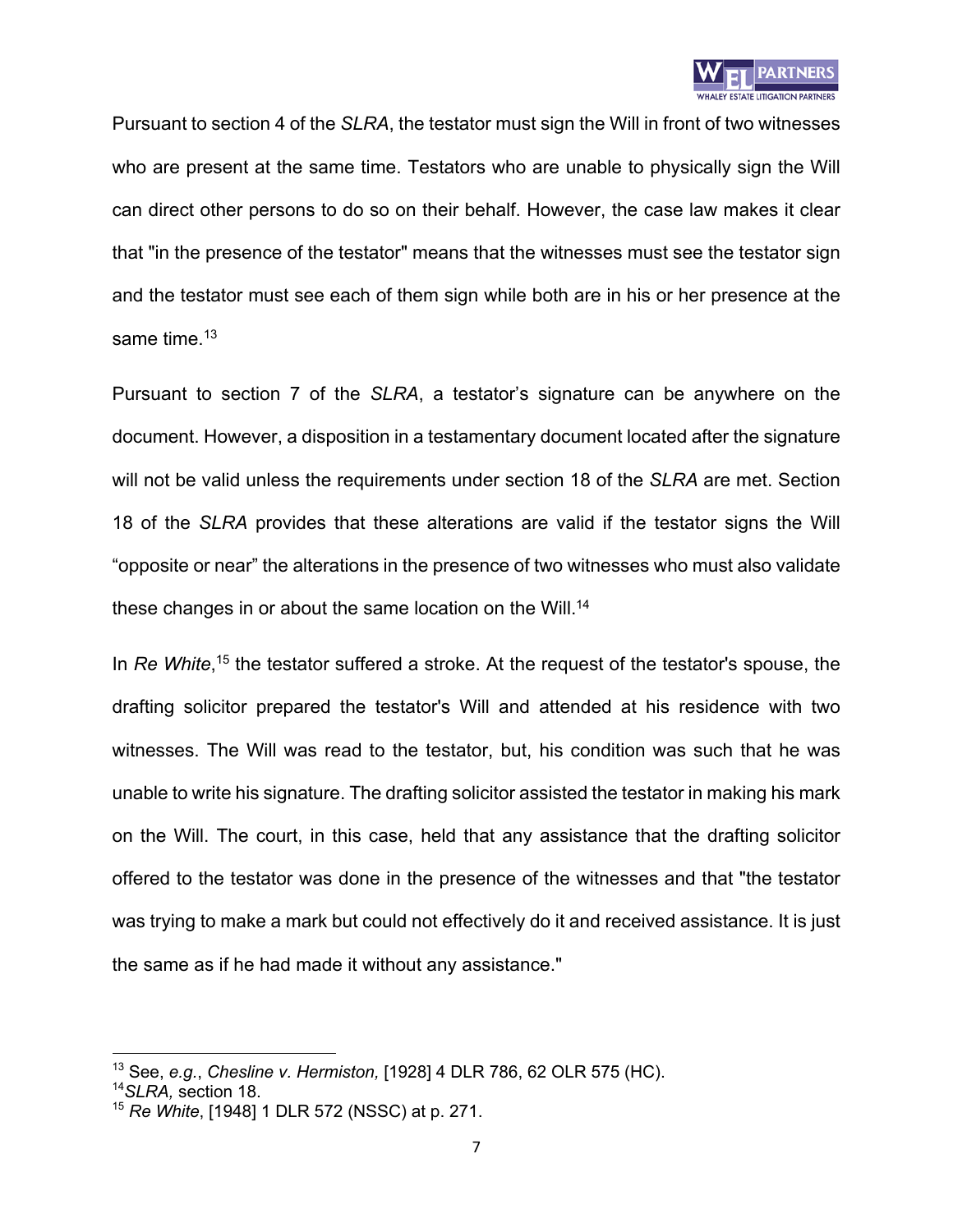Pursuant to section 4 of the *SLRA*, the testator must sign the Will in front of two witnesses who are present at the same time. Testators who are unable to physically sign the Will can direct other persons to do so on their behalf. However, the case law makes it clear that "in the presence of the testator" means that the witnesses must see the testator sign and the testator must see each of them sign while both are in his or her presence at the same time.[13]

Pursuant to section 7 of the *SLRA*, a testator's signature can be anywhere on the document. However, a disposition in a testamentary document located after the signature will not be valid unless the requirements under section 18 of the *SLRA* are met. Section 18 of the *SLRA* provides that these alterations are valid if the testator signs the Will "opposite or near" the alterations in the presence of two witnesses who must also validate these changes in or about the same location on the Will.[14]

In *Re White*,[15] the testator suffered a stroke. At the request of the testator's spouse, the drafting solicitor prepared the testator's Will and attended at his residence with two witnesses. The Will was read to the testator, but, his condition was such that he was unable to write his signature. The drafting solicitor assisted the testator in making his mark on the Will. The court, in this case, held that any assistance that the drafting solicitor offered to the testator was done in the presence of the witnesses and that "the testator was trying to make a mark but could not effectively do it and received assistance. It is just the same as if he had made it without any assistance."

---

[13] See, *e.g.*, *Chesline v. Hermiston,* [1928] 4 DLR 786, 62 OLR 575 (HC).
[14] *SLRA,* section 18.
[15] *Re White*, [1948] 1 DLR 572 (NSSC) at p. 271.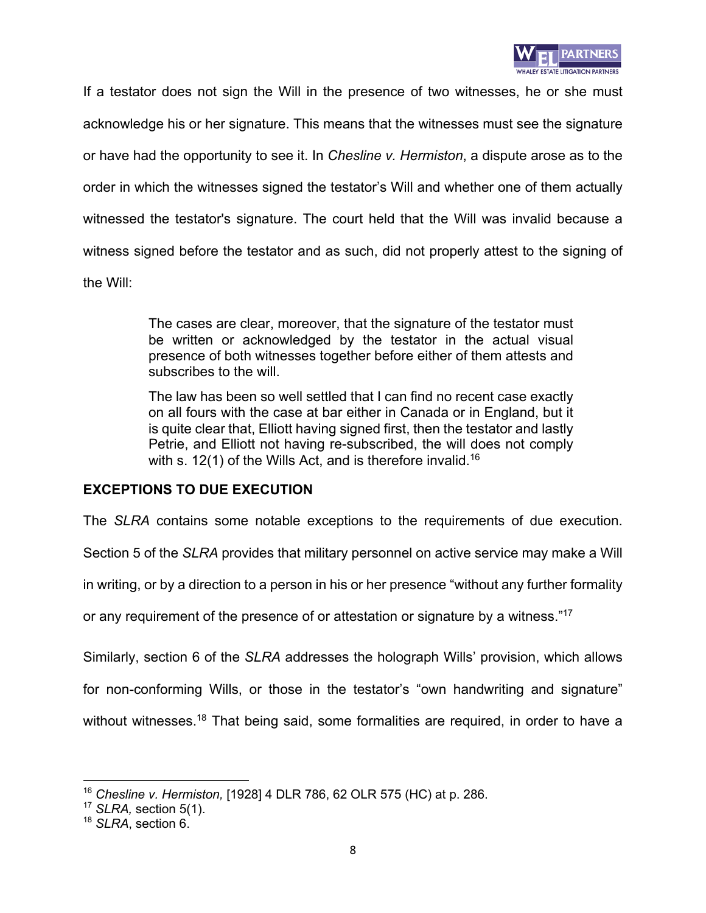If a testator does not sign the Will in the presence of two witnesses, he or she must acknowledge his or her signature. This means that the witnesses must see the signature or have had the opportunity to see it. In *Chesline v. Hermiston*, a dispute arose as to the order in which the witnesses signed the testator's Will and whether one of them actually witnessed the testator's signature. The court held that the Will was invalid because a witness signed before the testator and as such, did not properly attest to the signing of the Will:

> The cases are clear, moreover, that the signature of the testator must be written or acknowledged by the testator in the actual visual presence of both witnesses together before either of them attests and subscribes to the will.
>
> The law has been so well settled that I can find no recent case exactly on all fours with the case at bar either in Canada or in England, but it is quite clear that, Elliott having signed first, then the testator and lastly Petrie, and Elliott not having re-subscribed, the will does not comply with s. 12(1) of the Wills Act, and is therefore invalid.[16]

**EXCEPTIONS TO DUE EXECUTION**

The *SLRA* contains some notable exceptions to the requirements of due execution. Section 5 of the *SLRA* provides that military personnel on active service may make a Will in writing, or by a direction to a person in his or her presence "without any further formality or any requirement of the presence of or attestation or signature by a witness."[17]

Similarly, section 6 of the *SLRA* addresses the holograph Wills' provision, which allows for non-conforming Wills, or those in the testator's "own handwriting and signature" without witnesses.[18] That being said, some formalities are required, in order to have a

---

[16] *Chesline v. Hermiston,* [1928] 4 DLR 786, 62 OLR 575 (HC) at p. 286.
[17] *SLRA,* section 5(1).
[18] *SLRA*, section 6.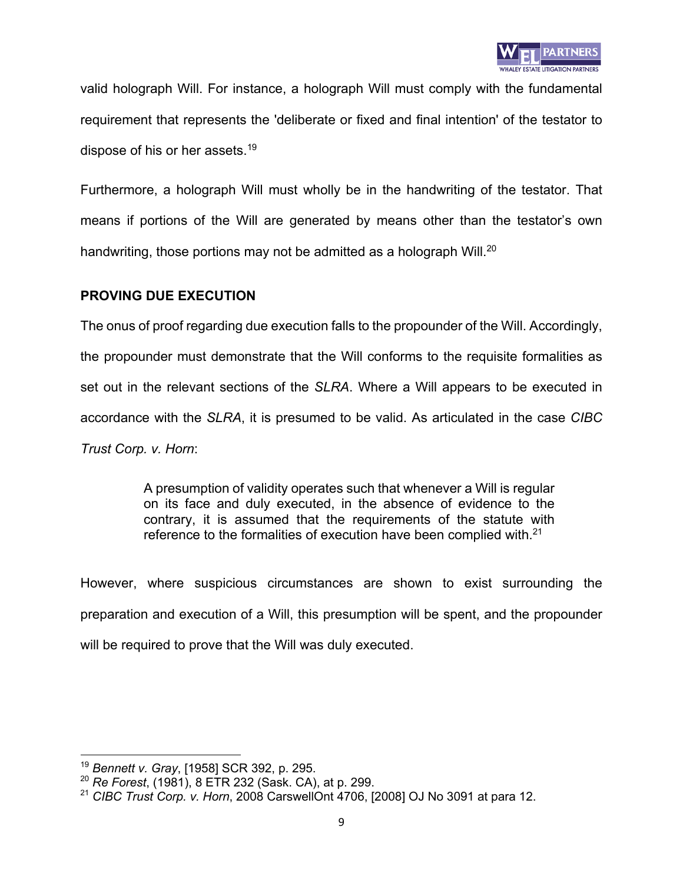valid holograph Will. For instance, a holograph Will must comply with the fundamental requirement that represents the 'deliberate or fixed and final intention' of the testator to dispose of his or her assets.[19]

Furthermore, a holograph Will must wholly be in the handwriting of the testator. That means if portions of the Will are generated by means other than the testator's own handwriting, those portions may not be admitted as a holograph Will.[20]

## PROVING DUE EXECUTION

The onus of proof regarding due execution falls to the propounder of the Will. Accordingly, the propounder must demonstrate that the Will conforms to the requisite formalities as set out in the relevant sections of the *SLRA*. Where a Will appears to be executed in accordance with the *SLRA*, it is presumed to be valid. As articulated in the case *CIBC Trust Corp. v. Horn*:

> A presumption of validity operates such that whenever a Will is regular on its face and duly executed, in the absence of evidence to the contrary, it is assumed that the requirements of the statute with reference to the formalities of execution have been complied with.[21]

However, where suspicious circumstances are shown to exist surrounding the preparation and execution of a Will, this presumption will be spent, and the propounder will be required to prove that the Will was duly executed.

---

[19] *Bennett v. Gray*, [1958] SCR 392, p. 295.

[20] *Re Forest*, (1981), 8 ETR 232 (Sask. CA), at p. 299.

[21] *CIBC Trust Corp. v. Horn*, 2008 CarswellOnt 4706, [2008] OJ No 3091 at para 12.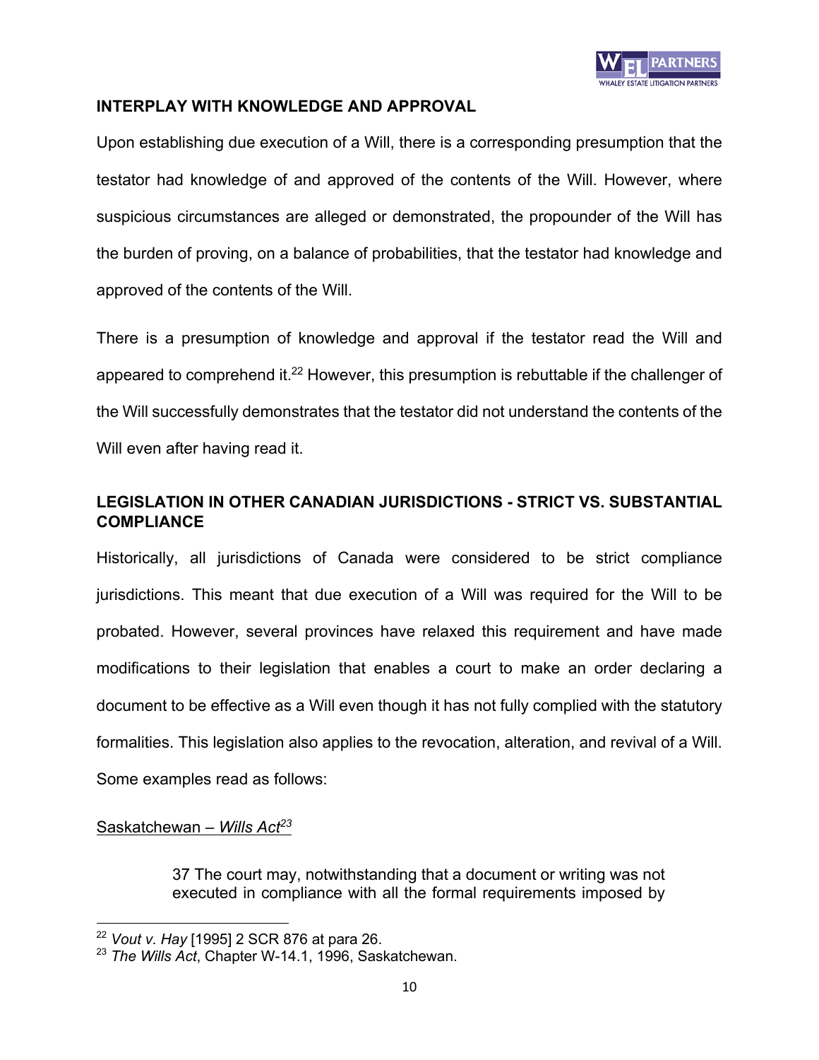## INTERPLAY WITH KNOWLEDGE AND APPROVAL

Upon establishing due execution of a Will, there is a corresponding presumption that the testator had knowledge of and approved of the contents of the Will. However, where suspicious circumstances are alleged or demonstrated, the propounder of the Will has the burden of proving, on a balance of probabilities, that the testator had knowledge and approved of the contents of the Will.

There is a presumption of knowledge and approval if the testator read the Will and appeared to comprehend it.[22] However, this presumption is rebuttable if the challenger of the Will successfully demonstrates that the testator did not understand the contents of the Will even after having read it.

## LEGISLATION IN OTHER CANADIAN JURISDICTIONS - STRICT VS. SUBSTANTIAL COMPLIANCE

Historically, all jurisdictions of Canada were considered to be strict compliance jurisdictions. This meant that due execution of a Will was required for the Will to be probated. However, several provinces have relaxed this requirement and have made modifications to their legislation that enables a court to make an order declaring a document to be effective as a Will even though it has not fully complied with the statutory formalities. This legislation also applies to the revocation, alteration, and revival of a Will. Some examples read as follows:

Saskatchewan – *Wills Act*[23]

> 37 The court may, notwithstanding that a document or writing was not executed in compliance with all the formal requirements imposed by

---

[22] *Vout v. Hay* [1995] 2 SCR 876 at para 26.

[23] *The Wills Act*, Chapter W-14.1, 1996, Saskatchewan.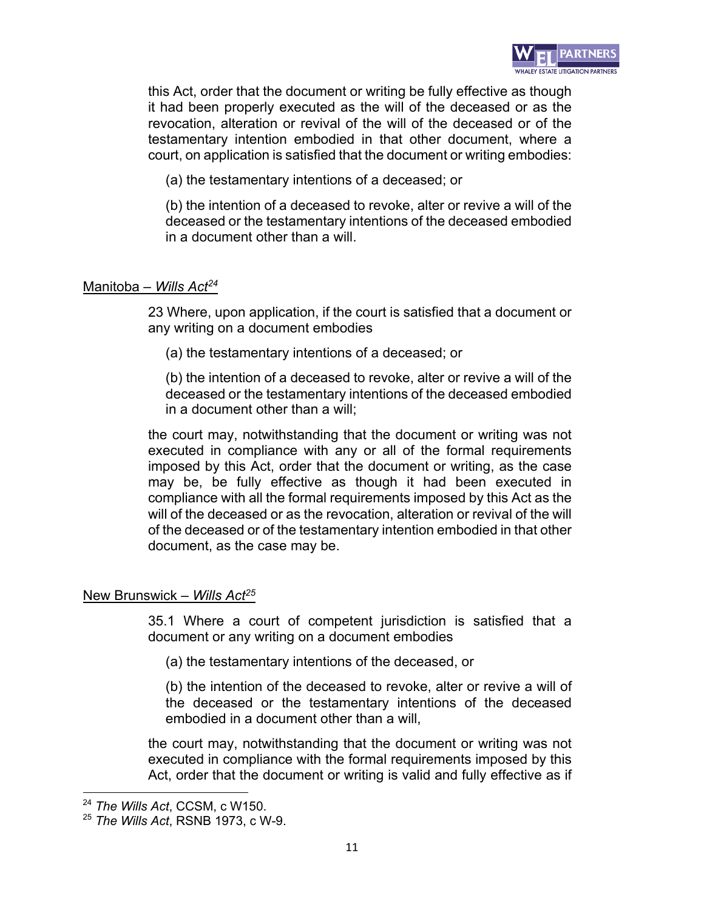this Act, order that the document or writing be fully effective as though it had been properly executed as the will of the deceased or as the revocation, alteration or revival of the will of the deceased or of the testamentary intention embodied in that other document, where a court, on application is satisfied that the document or writing embodies:

(a) the testamentary intentions of a deceased; or

(b) the intention of a deceased to revoke, alter or revive a will of the deceased or the testamentary intentions of the deceased embodied in a document other than a will.

<u>Manitoba – *Wills Act*[24]</u>

23 Where, upon application, if the court is satisfied that a document or any writing on a document embodies

(a) the testamentary intentions of a deceased; or

(b) the intention of a deceased to revoke, alter or revive a will of the deceased or the testamentary intentions of the deceased embodied in a document other than a will;

the court may, notwithstanding that the document or writing was not executed in compliance with any or all of the formal requirements imposed by this Act, order that the document or writing, as the case may be, be fully effective as though it had been executed in compliance with all the formal requirements imposed by this Act as the will of the deceased or as the revocation, alteration or revival of the will of the deceased or of the testamentary intention embodied in that other document, as the case may be.

<u>New Brunswick – *Wills Act*[25]</u>

35.1 Where a court of competent jurisdiction is satisfied that a document or any writing on a document embodies

(a) the testamentary intentions of the deceased, or

(b) the intention of the deceased to revoke, alter or revive a will of the deceased or the testamentary intentions of the deceased embodied in a document other than a will,

the court may, notwithstanding that the document or writing was not executed in compliance with the formal requirements imposed by this Act, order that the document or writing is valid and fully effective as if

---

[24] *The Wills Act*, CCSM, c W150.

[25] *The Wills Act*, RSNB 1973, c W-9.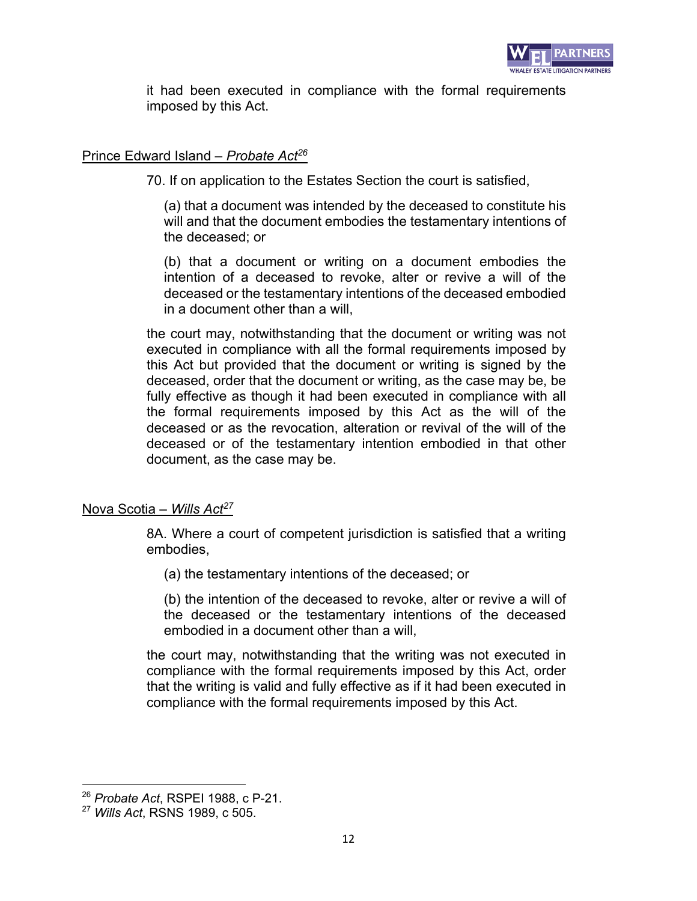it had been executed in compliance with the formal requirements imposed by this Act.

Prince Edward Island – *Probate Act*[26]

> 70. If on application to the Estates Section the court is satisfied,
>
> (a) that a document was intended by the deceased to constitute his will and that the document embodies the testamentary intentions of the deceased; or
>
> (b) that a document or writing on a document embodies the intention of a deceased to revoke, alter or revive a will of the deceased or the testamentary intentions of the deceased embodied in a document other than a will,
>
> the court may, notwithstanding that the document or writing was not executed in compliance with all the formal requirements imposed by this Act but provided that the document or writing is signed by the deceased, order that the document or writing, as the case may be, be fully effective as though it had been executed in compliance with all the formal requirements imposed by this Act as the will of the deceased or as the revocation, alteration or revival of the will of the deceased or of the testamentary intention embodied in that other document, as the case may be.

Nova Scotia – *Wills Act*[27]

> 8A. Where a court of competent jurisdiction is satisfied that a writing embodies,
>
> (a) the testamentary intentions of the deceased; or
>
> (b) the intention of the deceased to revoke, alter or revive a will of the deceased or the testamentary intentions of the deceased embodied in a document other than a will,
>
> the court may, notwithstanding that the writing was not executed in compliance with the formal requirements imposed by this Act, order that the writing is valid and fully effective as if it had been executed in compliance with the formal requirements imposed by this Act.

---

[26] *Probate Act*, RSPEI 1988, c P-21.

[27] *Wills Act*, RSNS 1989, c 505.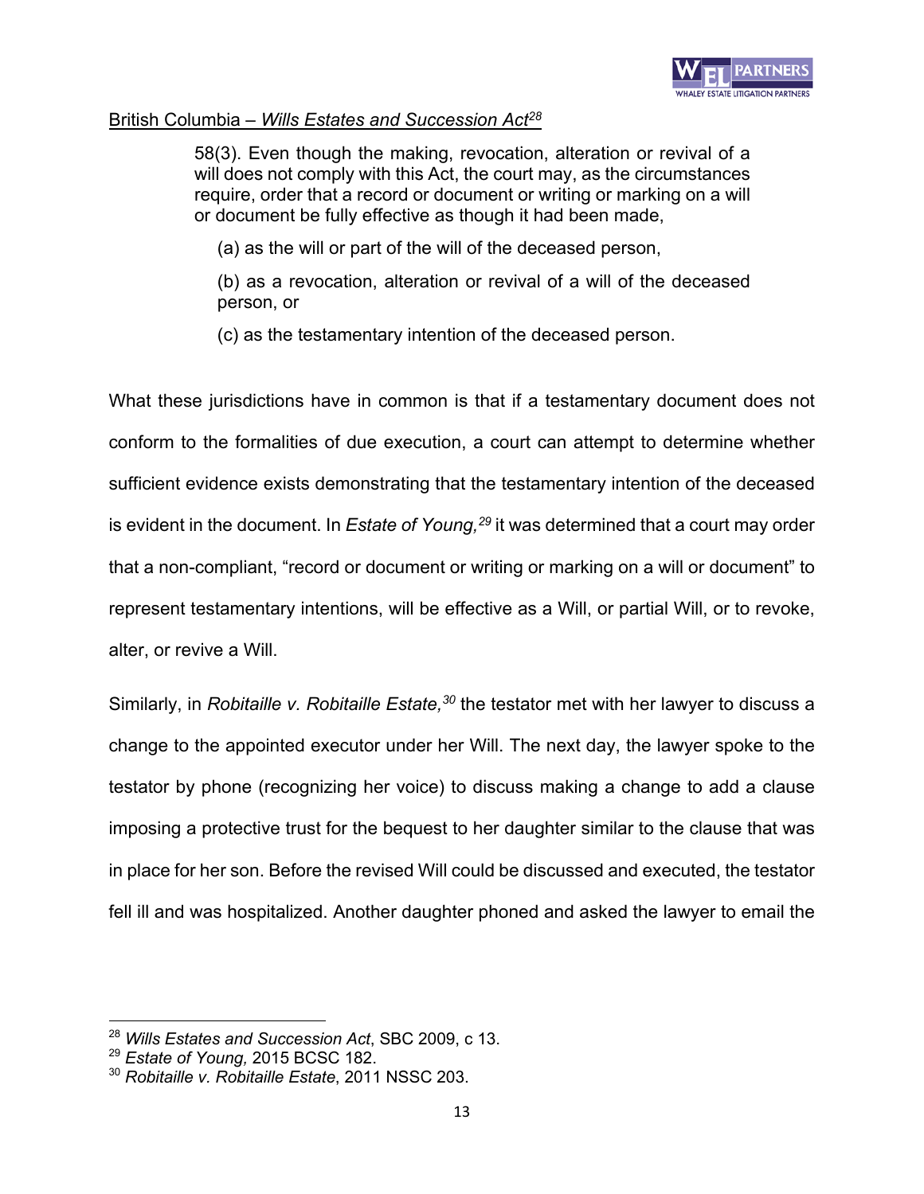British Columbia – *Wills Estates and Succession Act*[28]

> 58(3). Even though the making, revocation, alteration or revival of a will does not comply with this Act, the court may, as the circumstances require, order that a record or document or writing or marking on a will or document be fully effective as though it had been made,
>
> (a) as the will or part of the will of the deceased person,
>
> (b) as a revocation, alteration or revival of a will of the deceased person, or
>
> (c) as the testamentary intention of the deceased person.

What these jurisdictions have in common is that if a testamentary document does not conform to the formalities of due execution, a court can attempt to determine whether sufficient evidence exists demonstrating that the testamentary intention of the deceased is evident in the document. In *Estate of Young,*[29] it was determined that a court may order that a non-compliant, "record or document or writing or marking on a will or document" to represent testamentary intentions, will be effective as a Will, or partial Will, or to revoke, alter, or revive a Will.

Similarly, in *Robitaille v. Robitaille Estate,*[30] the testator met with her lawyer to discuss a change to the appointed executor under her Will. The next day, the lawyer spoke to the testator by phone (recognizing her voice) to discuss making a change to add a clause imposing a protective trust for the bequest to her daughter similar to the clause that was in place for her son. Before the revised Will could be discussed and executed, the testator fell ill and was hospitalized. Another daughter phoned and asked the lawyer to email the

---

[28] *Wills Estates and Succession Act*, SBC 2009, c 13.
[29] *Estate of Young,* 2015 BCSC 182.
[30] *Robitaille v. Robitaille Estate*, 2011 NSSC 203.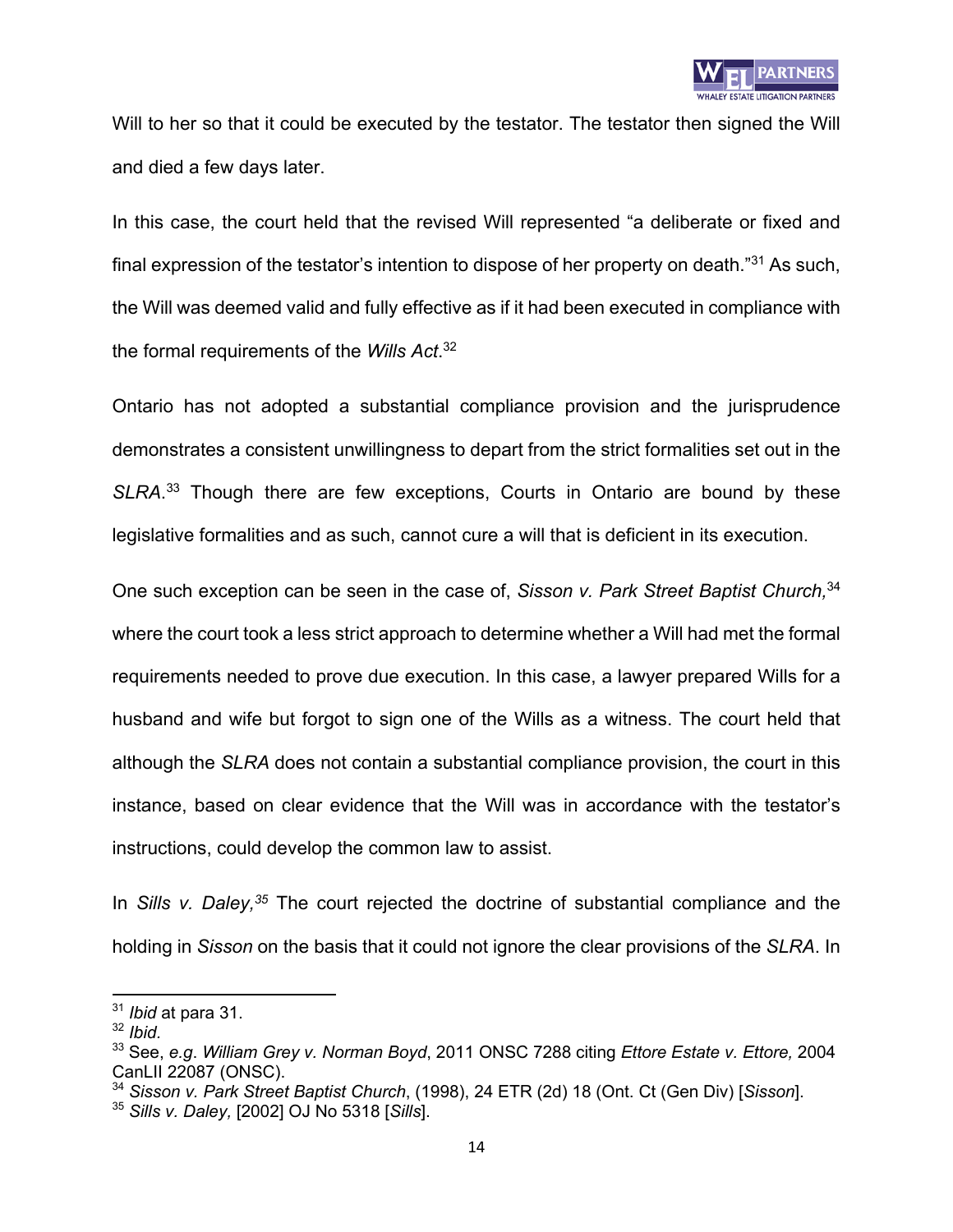Will to her so that it could be executed by the testator. The testator then signed the Will and died a few days later.

In this case, the court held that the revised Will represented "a deliberate or fixed and final expression of the testator's intention to dispose of her property on death."[31] As such, the Will was deemed valid and fully effective as if it had been executed in compliance with the formal requirements of the *Wills Act*.[32]

Ontario has not adopted a substantial compliance provision and the jurisprudence demonstrates a consistent unwillingness to depart from the strict formalities set out in the *SLRA*.[33] Though there are few exceptions, Courts in Ontario are bound by these legislative formalities and as such, cannot cure a will that is deficient in its execution.

One such exception can be seen in the case of, *Sisson v. Park Street Baptist Church,*[34] where the court took a less strict approach to determine whether a Will had met the formal requirements needed to prove due execution. In this case, a lawyer prepared Wills for a husband and wife but forgot to sign one of the Wills as a witness. The court held that although the *SLRA* does not contain a substantial compliance provision, the court in this instance, based on clear evidence that the Will was in accordance with the testator's instructions, could develop the common law to assist.

In *Sills v. Daley,*[35] The court rejected the doctrine of substantial compliance and the holding in *Sisson* on the basis that it could not ignore the clear provisions of the *SLRA*. In

---

[31] *Ibid* at para 31.
[32] *Ibid.*
[33] See, *e.g. William Grey v. Norman Boyd*, 2011 ONSC 7288 citing *Ettore Estate v. Ettore,* 2004 CanLII 22087 (ONSC).
[34] *Sisson v. Park Street Baptist Church*, (1998), 24 ETR (2d) 18 (Ont. Ct (Gen Div) [*Sisson*].
[35] *Sills v. Daley,* [2002] OJ No 5318 [*Sills*].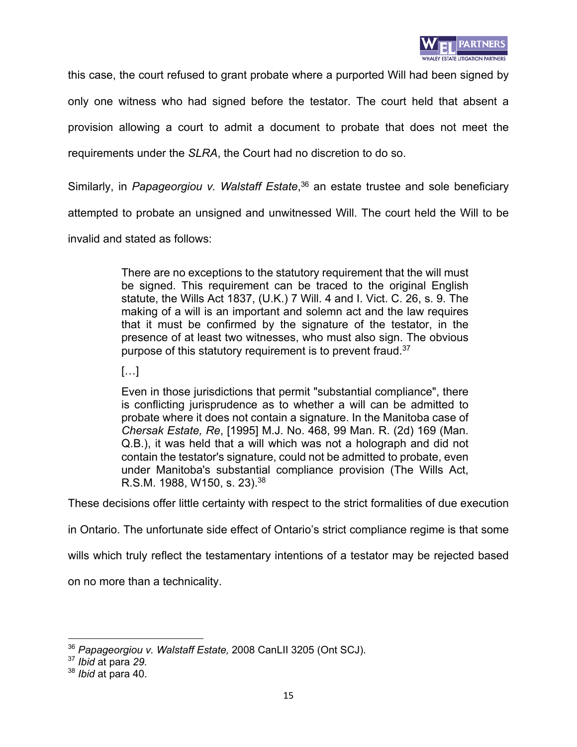this case, the court refused to grant probate where a purported Will had been signed by only one witness who had signed before the testator. The court held that absent a provision allowing a court to admit a document to probate that does not meet the requirements under the *SLRA*, the Court had no discretion to do so.

Similarly, in *Papageorgiou v. Walstaff Estate*,[36] an estate trustee and sole beneficiary attempted to probate an unsigned and unwitnessed Will. The court held the Will to be invalid and stated as follows:

> There are no exceptions to the statutory requirement that the will must be signed. This requirement can be traced to the original English statute, the Wills Act 1837, (U.K.) 7 Will. 4 and I. Vict. C. 26, s. 9. The making of a will is an important and solemn act and the law requires that it must be confirmed by the signature of the testator, in the presence of at least two witnesses, who must also sign. The obvious purpose of this statutory requirement is to prevent fraud.[37]
>
> […]
>
> Even in those jurisdictions that permit "substantial compliance", there is conflicting jurisprudence as to whether a will can be admitted to probate where it does not contain a signature. In the Manitoba case of *Chersak Estate, Re*, [1995] M.J. No. 468, 99 Man. R. (2d) 169 (Man. Q.B.), it was held that a will which was not a holograph and did not contain the testator's signature, could not be admitted to probate, even under Manitoba's substantial compliance provision (The Wills Act, R.S.M. 1988, W150, s. 23).[38]

These decisions offer little certainty with respect to the strict formalities of due execution in Ontario. The unfortunate side effect of Ontario's strict compliance regime is that some wills which truly reflect the testamentary intentions of a testator may be rejected based on no more than a technicality.

---

[36] *Papageorgiou v. Walstaff Estate,* 2008 CanLII 3205 (Ont SCJ).

[37] *Ibid* at para *29.*

[38] *Ibid* at para 40.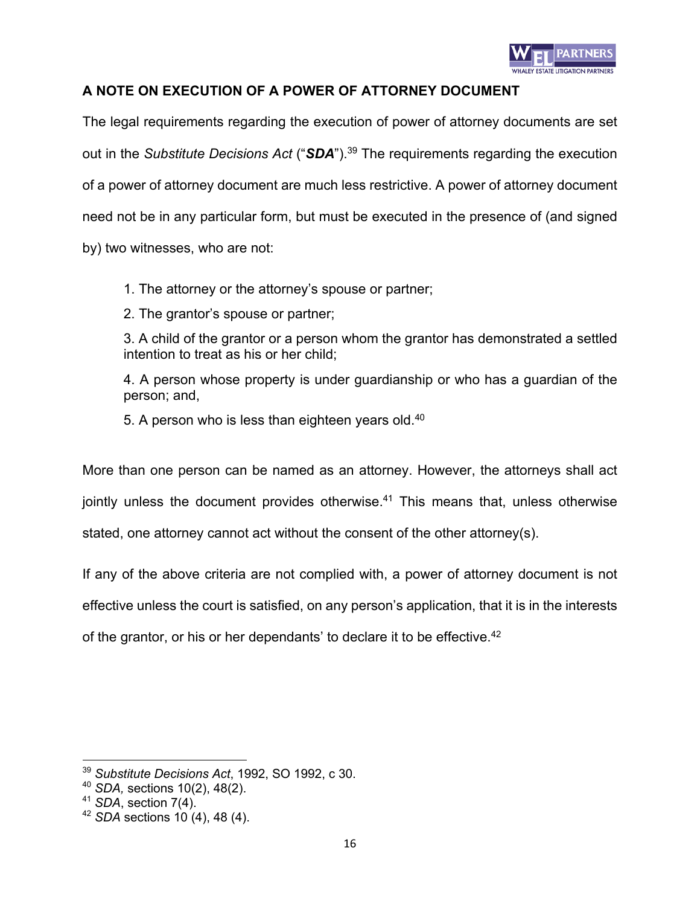## A NOTE ON EXECUTION OF A POWER OF ATTORNEY DOCUMENT

The legal requirements regarding the execution of power of attorney documents are set out in the *Substitute Decisions Act* ("***SDA***").[39] The requirements regarding the execution of a power of attorney document are much less restrictive. A power of attorney document need not be in any particular form, but must be executed in the presence of (and signed by) two witnesses, who are not:

1. The attorney or the attorney's spouse or partner;
2. The grantor's spouse or partner;
3. A child of the grantor or a person whom the grantor has demonstrated a settled intention to treat as his or her child;
4. A person whose property is under guardianship or who has a guardian of the person; and,
5. A person who is less than eighteen years old.[40]

More than one person can be named as an attorney. However, the attorneys shall act jointly unless the document provides otherwise.[41] This means that, unless otherwise stated, one attorney cannot act without the consent of the other attorney(s).

If any of the above criteria are not complied with, a power of attorney document is not effective unless the court is satisfied, on any person's application, that it is in the interests of the grantor, or his or her dependants' to declare it to be effective.[42]

---

[39] *Substitute Decisions Act*, 1992, SO 1992, c 30.
[40] *SDA,* sections 10(2), 48(2).
[41] *SDA*, section 7(4).
[42] *SDA* sections 10 (4), 48 (4).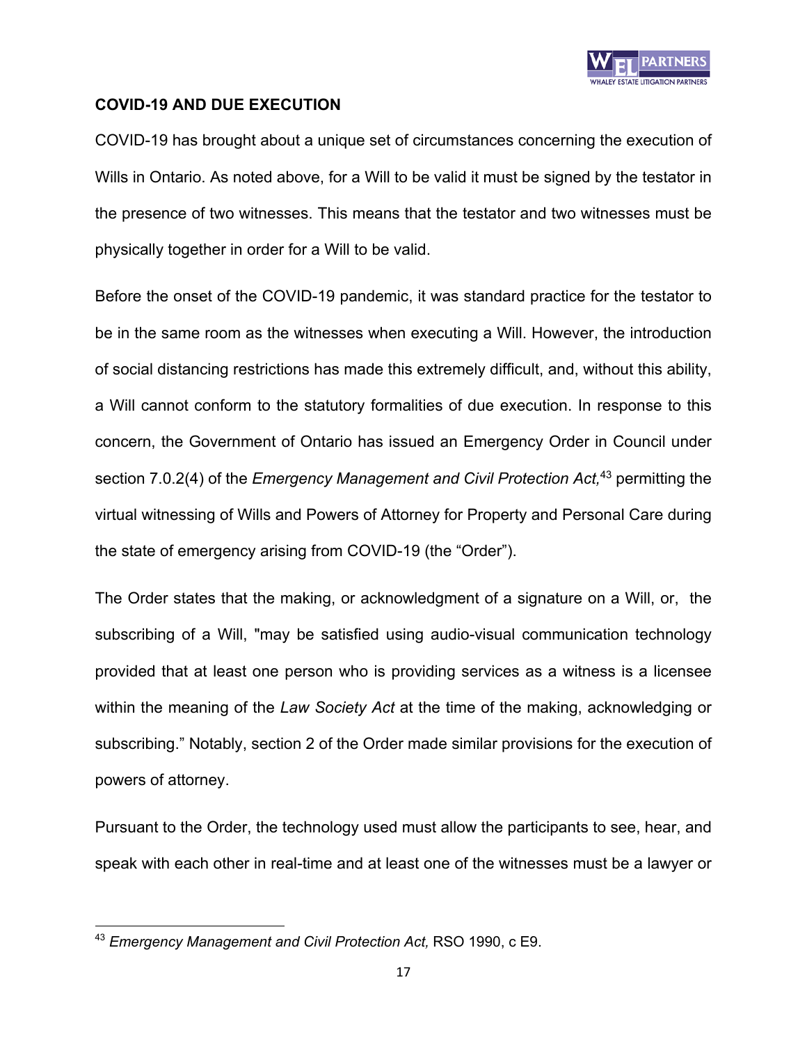**COVID-19 AND DUE EXECUTION**

COVID-19 has brought about a unique set of circumstances concerning the execution of Wills in Ontario. As noted above, for a Will to be valid it must be signed by the testator in the presence of two witnesses. This means that the testator and two witnesses must be physically together in order for a Will to be valid.

Before the onset of the COVID-19 pandemic, it was standard practice for the testator to be in the same room as the witnesses when executing a Will. However, the introduction of social distancing restrictions has made this extremely difficult, and, without this ability, a Will cannot conform to the statutory formalities of due execution. In response to this concern, the Government of Ontario has issued an Emergency Order in Council under section 7.0.2(4) of the *Emergency Management and Civil Protection Act,*[43] permitting the virtual witnessing of Wills and Powers of Attorney for Property and Personal Care during the state of emergency arising from COVID-19 (the "Order").

The Order states that the making, or acknowledgment of a signature on a Will, or, the subscribing of a Will, "may be satisfied using audio-visual communication technology provided that at least one person who is providing services as a witness is a licensee within the meaning of the *Law Society Act* at the time of the making, acknowledging or subscribing." Notably, section 2 of the Order made similar provisions for the execution of powers of attorney.

Pursuant to the Order, the technology used must allow the participants to see, hear, and speak with each other in real-time and at least one of the witnesses must be a lawyer or

---

[43] *Emergency Management and Civil Protection Act,* RSO 1990, c E9.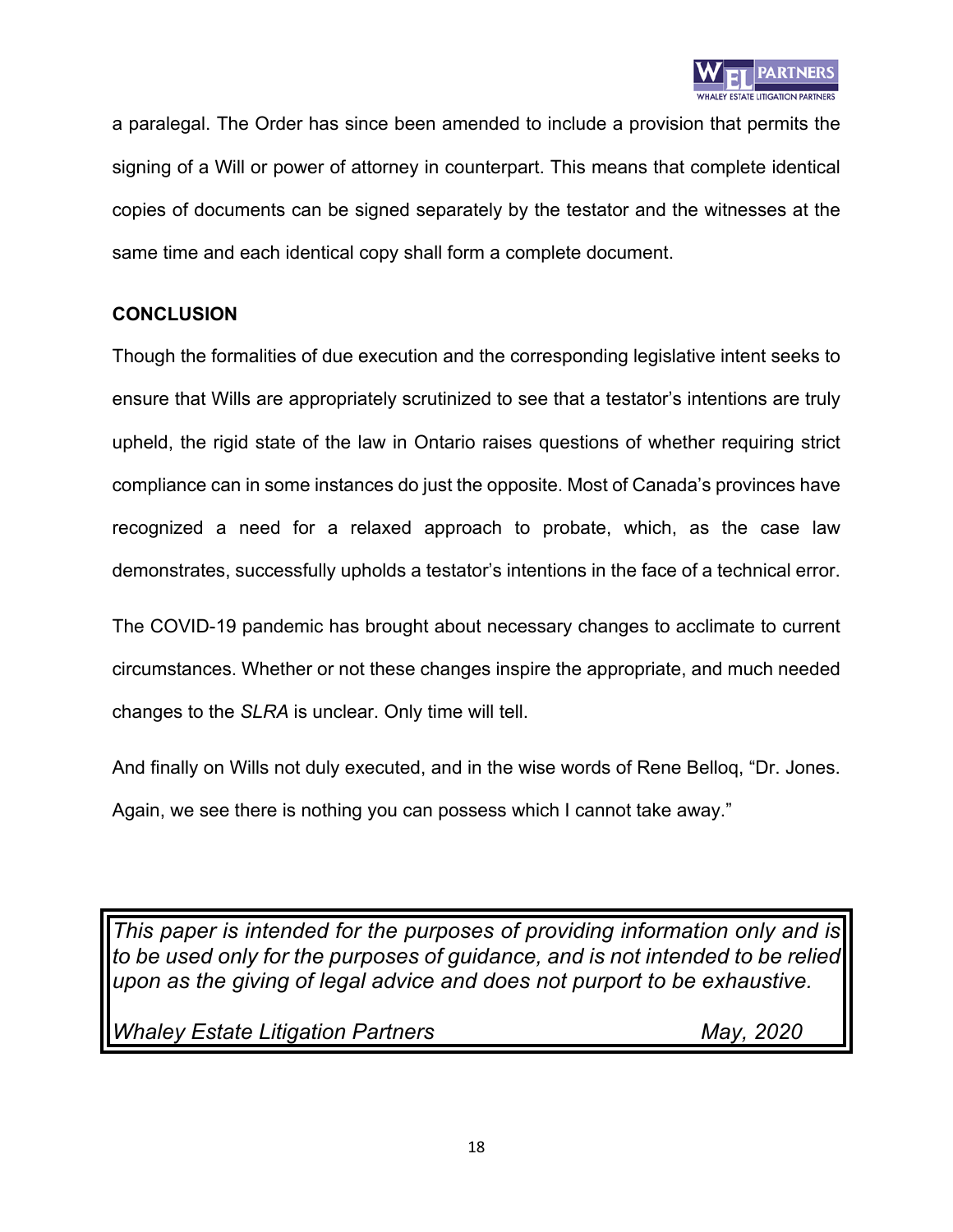a paralegal. The Order has since been amended to include a provision that permits the signing of a Will or power of attorney in counterpart. This means that complete identical copies of documents can be signed separately by the testator and the witnesses at the same time and each identical copy shall form a complete document.

## CONCLUSION

Though the formalities of due execution and the corresponding legislative intent seeks to ensure that Wills are appropriately scrutinized to see that a testator's intentions are truly upheld, the rigid state of the law in Ontario raises questions of whether requiring strict compliance can in some instances do just the opposite. Most of Canada's provinces have recognized a need for a relaxed approach to probate, which, as the case law demonstrates, successfully upholds a testator's intentions in the face of a technical error.

The COVID-19 pandemic has brought about necessary changes to acclimate to current circumstances. Whether or not these changes inspire the appropriate, and much needed changes to the *SLRA* is unclear. Only time will tell.

And finally on Wills not duly executed, and in the wise words of Rene Belloq, "Dr. Jones. Again, we see there is nothing you can possess which I cannot take away."

*This paper is intended for the purposes of providing information only and is to be used only for the purposes of guidance, and is not intended to be relied upon as the giving of legal advice and does not purport to be exhaustive.*

*Whaley Estate Litigation Partners* *May, 2020*